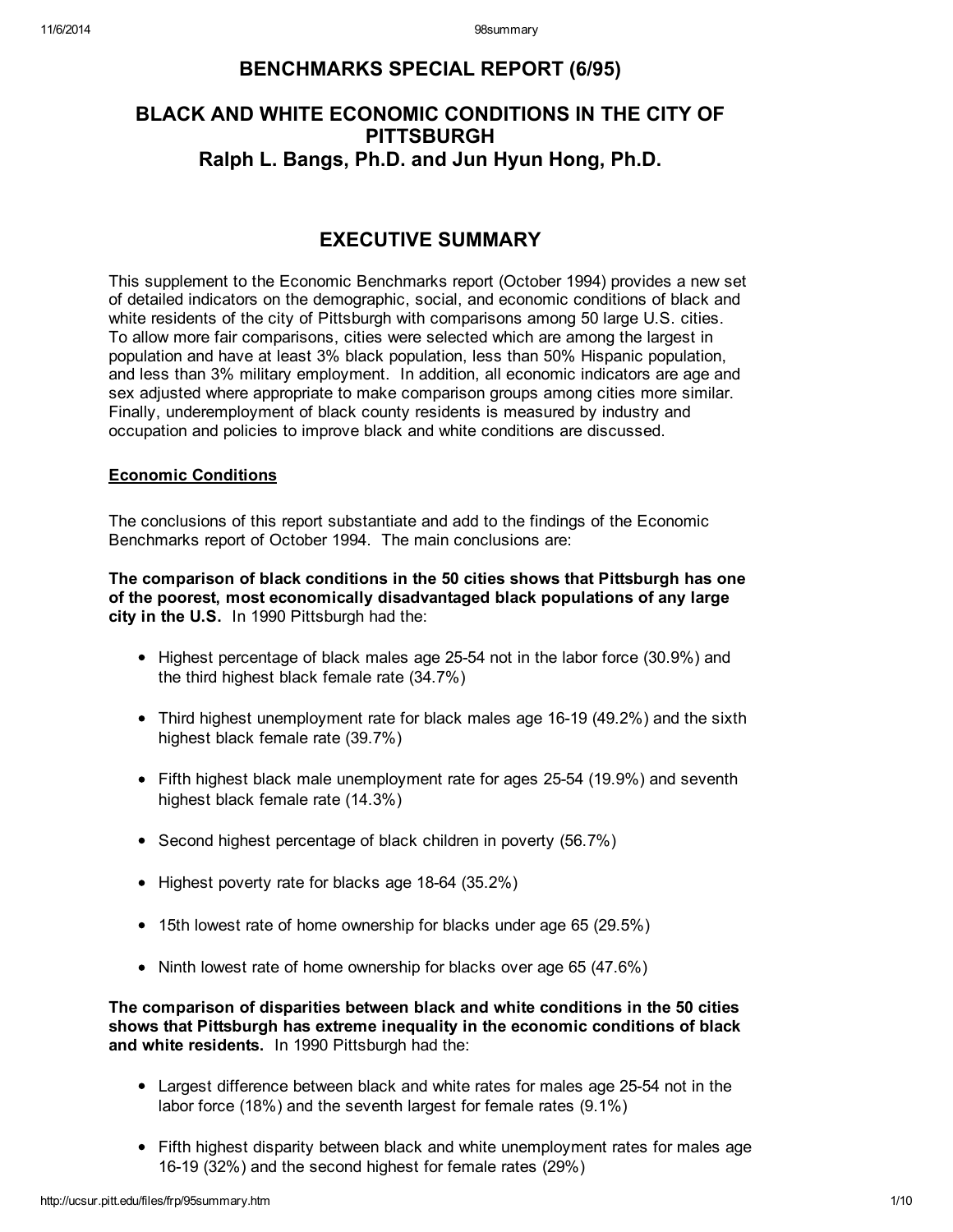# BENCHMARKS SPECIAL REPORT (6/95)

## BLACK AND WHITE ECONOMIC CONDITIONS IN THE CITY OF PITTSBURGH

### Ralph L. Bangs, Ph.D. and Jun Hyun Hong, Ph.D.

## EXECUTIVE SUMMARY

This supplement to the Economic Benchmarks report (October 1994) provides a new set of detailed indicators on the demographic, social, and economic conditions of black and white residents of the city of Pittsburgh with comparisons among 50 large U.S. cities. To allow more fair comparisons, cities were selected which are among the largest in population and have at least 3% black population, less than 50% Hispanic population, and less than 3% military employment. In addition, all economic indicators are age and sex adjusted where appropriate to make comparison groups among cities more similar. Finally, underemployment of black county residents is measured by industry and occupation and policies to improve black and white conditions are discussed.

### Economic Conditions

The conclusions of this report substantiate and add to the findings of the Economic Benchmarks report of October 1994. The main conclusions are:

**The comparison of black conditions in the 50 cities shows that Pittsburgh has one of the poorest, most economically disadvantaged black populations of any large city in the U.S.** In 1990 Pittsburgh had the:

- Highest percentage of black males age 25-54 not in the labor force (30.9%) and the third highest black female rate (34.7%)
- Third highest unemployment rate for black males age 16-19 (49.2%) and the sixth highest black female rate (39.7%)
- Fifth highest black male unemployment rate for ages 25-54 (19.9%) and seventh highest black female rate (14.3%)
- Second highest percentage of black children in poverty (56.7%)
- Highest poverty rate for blacks age 18-64 (35.2%)
- 15th lowest rate of home ownership for blacks under age 65 (29.5%)
- Ninth lowest rate of home ownership for blacks over age 65 (47.6%)

**The comparison of disparities between black and white conditions in the 50 cities shows that Pittsburgh has extreme inequality in the economic conditions of black and white residents.** In 1990 Pittsburgh had the:

- Largest difference between black and white rates for males age 25-54 not in the labor force (18%) and the seventh largest for female rates (9.1%)
- Fifth highest disparity between black and white unemployment rates for males age 16-19 (32%) and the second highest for female rates (29%)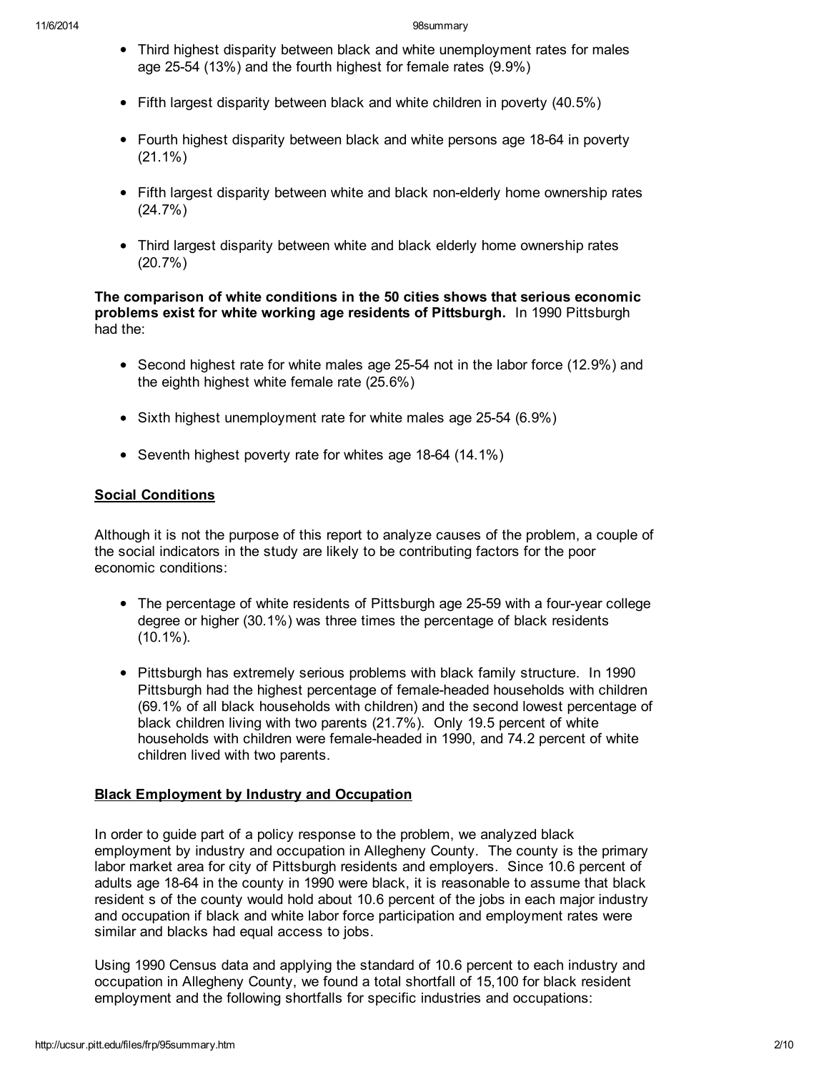- Third highest disparity between black and white unemployment rates for males age 25-54 (13%) and the fourth highest for female rates (9.9%)

- Fifth largest disparity between black and white children in poverty (40.5%)

- Fourth highest disparity between black and white persons age 18-64 in poverty (21.1%)

- Fifth largest disparity between white and black non-elderly home ownership rates (24.7%)

- Third largest disparity between white and black elderly home ownership rates (20.7%)

**The comparison of white conditions in the 50 cities shows that serious economic problems exist for white working age residents of Pittsburgh.** In 1990 Pittsburgh had the:

- Second highest rate for white males age 25-54 not in the labor force (12.9%) and the eighth highest white female rate (25.6%)

- Sixth highest unemployment rate for white males age 25-54 (6.9%)

- Seventh highest poverty rate for whites age 18-64 (14.1%)

## Social Conditions

Although it is not the purpose of this report to analyze causes of the problem, a couple of the social indicators in the study are likely to be contributing factors for the poor economic conditions:

- The percentage of white residents of Pittsburgh age 25-59 with a four-year college degree or higher (30.1%) was three times the percentage of black residents (10.1%).

- Pittsburgh has extremely serious problems with black family structure. In 1990 Pittsburgh had the highest percentage of female-headed households with children (69.1% of all black households with children) and the second lowest percentage of black children living with two parents (21.7%). Only 19.5 percent of white households with children were female-headed in 1990, and 74.2 percent of white children lived with two parents.

## Black Employment by Industry and Occupation

In order to guide part of a policy response to the problem, we analyzed black employment by industry and occupation in Allegheny County. The county is the primary labor market area for city of Pittsburgh residents and employers. Since 10.6 percent of adults age 18-64 in the county in 1990 were black, it is reasonable to assume that black resident s of the county would hold about 10.6 percent of the jobs in each major industry and occupation if black and white labor force participation and employment rates were similar and blacks had equal access to jobs.

Using 1990 Census data and applying the standard of 10.6 percent to each industry and occupation in Allegheny County, we found a total shortfall of 15,100 for black resident employment and the following shortfalls for specific industries and occupations: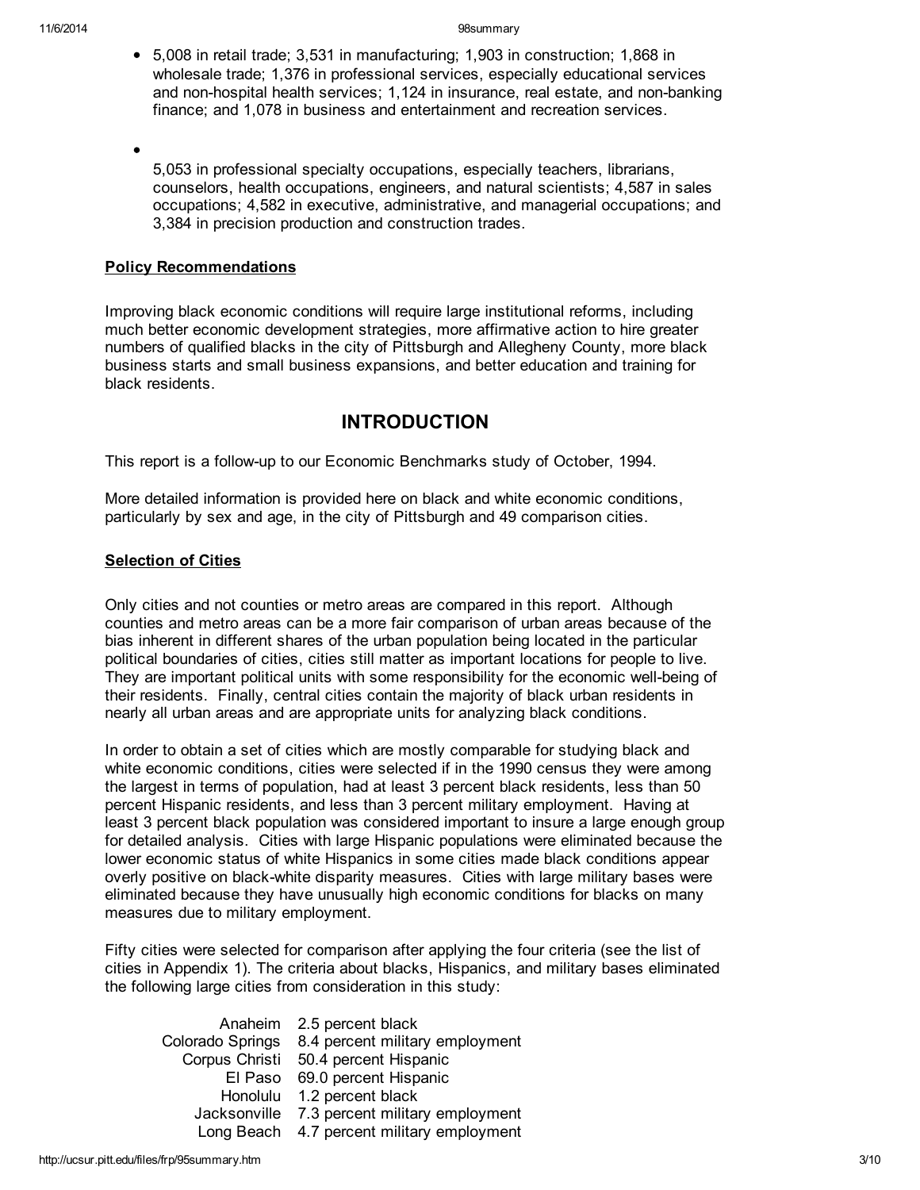- 5,008 in retail trade; 3,531 in manufacturing; 1,903 in construction; 1,868 in wholesale trade; 1,376 in professional services, especially educational services and non-hospital health services; 1,124 in insurance, real estate, and non-banking finance; and 1,078 in business and entertainment and recreation services.

- 5,053 in professional specialty occupations, especially teachers, librarians, counselors, health occupations, engineers, and natural scientists; 4,587 in sales occupations; 4,582 in executive, administrative, and managerial occupations; and 3,384 in precision production and construction trades.

### Policy Recommendations

Improving black economic conditions will require large institutional reforms, including much better economic development strategies, more affirmative action to hire greater numbers of qualified blacks in the city of Pittsburgh and Allegheny County, more black business starts and small business expansions, and better education and training for black residents.

## INTRODUCTION

This report is a follow-up to our Economic Benchmarks study of October, 1994.

More detailed information is provided here on black and white economic conditions, particularly by sex and age, in the city of Pittsburgh and 49 comparison cities.

### Selection of Cities

Only cities and not counties or metro areas are compared in this report. Although counties and metro areas can be a more fair comparison of urban areas because of the bias inherent in different shares of the urban population being located in the particular political boundaries of cities, cities still matter as important locations for people to live. They are important political units with some responsibility for the economic well-being of their residents. Finally, central cities contain the majority of black urban residents in nearly all urban areas and are appropriate units for analyzing black conditions.

In order to obtain a set of cities which are mostly comparable for studying black and white economic conditions, cities were selected if in the 1990 census they were among the largest in terms of population, had at least 3 percent black residents, less than 50 percent Hispanic residents, and less than 3 percent military employment. Having at least 3 percent black population was considered important to insure a large enough group for detailed analysis. Cities with large Hispanic populations were eliminated because the lower economic status of white Hispanics in some cities made black conditions appear overly positive on black-white disparity measures. Cities with large military bases were eliminated because they have unusually high economic conditions for blacks on many measures due to military employment.

Fifty cities were selected for comparison after applying the four criteria (see the list of cities in Appendix 1). The criteria about blacks, Hispanics, and military bases eliminated the following large cities from consideration in this study:

| | |
|---|---|
| Anaheim | 2.5 percent black |
| Colorado Springs | 8.4 percent military employment |
| Corpus Christi | 50.4 percent Hispanic |
| El Paso | 69.0 percent Hispanic |
| Honolulu | 1.2 percent black |
| Jacksonville | 7.3 percent military employment |
| Long Beach | 4.7 percent military employment |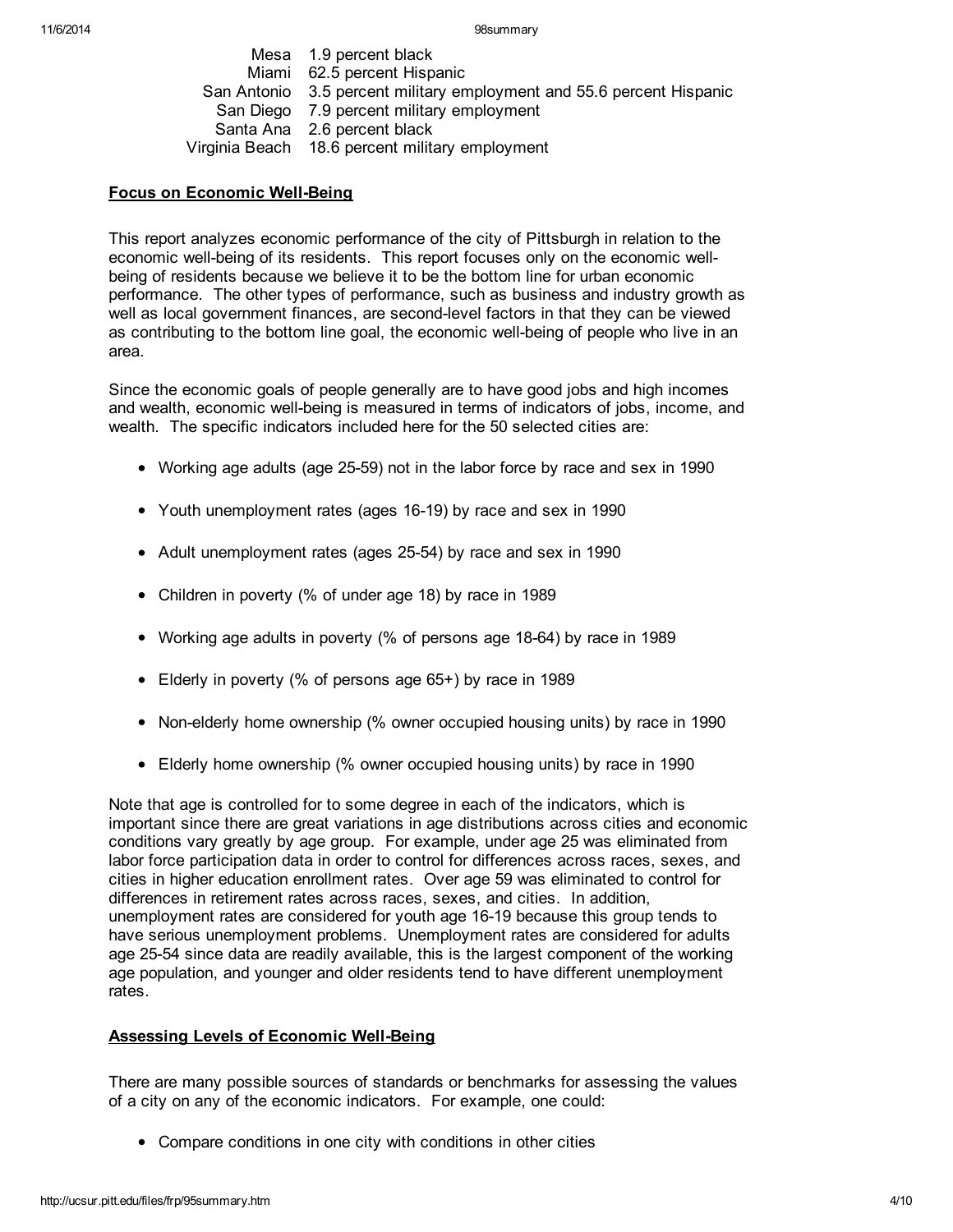| | |
|---|---|
| Mesa | 1.9 percent black |
| Miami | 62.5 percent Hispanic |
| San Antonio | 3.5 percent military employment and 55.6 percent Hispanic |
| San Diego | 7.9 percent military employment |
| Santa Ana | 2.6 percent black |
| Virginia Beach | 18.6 percent military employment |

## Focus on Economic Well-Being

This report analyzes economic performance of the city of Pittsburgh in relation to the economic well-being of its residents. This report focuses only on the economic well-being of residents because we believe it to be the bottom line for urban economic performance. The other types of performance, such as business and industry growth as well as local government finances, are second-level factors in that they can be viewed as contributing to the bottom line goal, the economic well-being of people who live in an area.

Since the economic goals of people generally are to have good jobs and high incomes and wealth, economic well-being is measured in terms of indicators of jobs, income, and wealth. The specific indicators included here for the 50 selected cities are:

- Working age adults (age 25-59) not in the labor force by race and sex in 1990
- Youth unemployment rates (ages 16-19) by race and sex in 1990
- Adult unemployment rates (ages 25-54) by race and sex in 1990
- Children in poverty (% of under age 18) by race in 1989
- Working age adults in poverty (% of persons age 18-64) by race in 1989
- Elderly in poverty (% of persons age 65+) by race in 1989
- Non-elderly home ownership (% owner occupied housing units) by race in 1990
- Elderly home ownership (% owner occupied housing units) by race in 1990

Note that age is controlled for to some degree in each of the indicators, which is important since there are great variations in age distributions across cities and economic conditions vary greatly by age group. For example, under age 25 was eliminated from labor force participation data in order to control for differences across races, sexes, and cities in higher education enrollment rates. Over age 59 was eliminated to control for differences in retirement rates across races, sexes, and cities. In addition, unemployment rates are considered for youth age 16-19 because this group tends to have serious unemployment problems. Unemployment rates are considered for adults age 25-54 since data are readily available, this is the largest component of the working age population, and younger and older residents tend to have different unemployment rates.

## Assessing Levels of Economic Well-Being

There are many possible sources of standards or benchmarks for assessing the values of a city on any of the economic indicators. For example, one could:

- Compare conditions in one city with conditions in other cities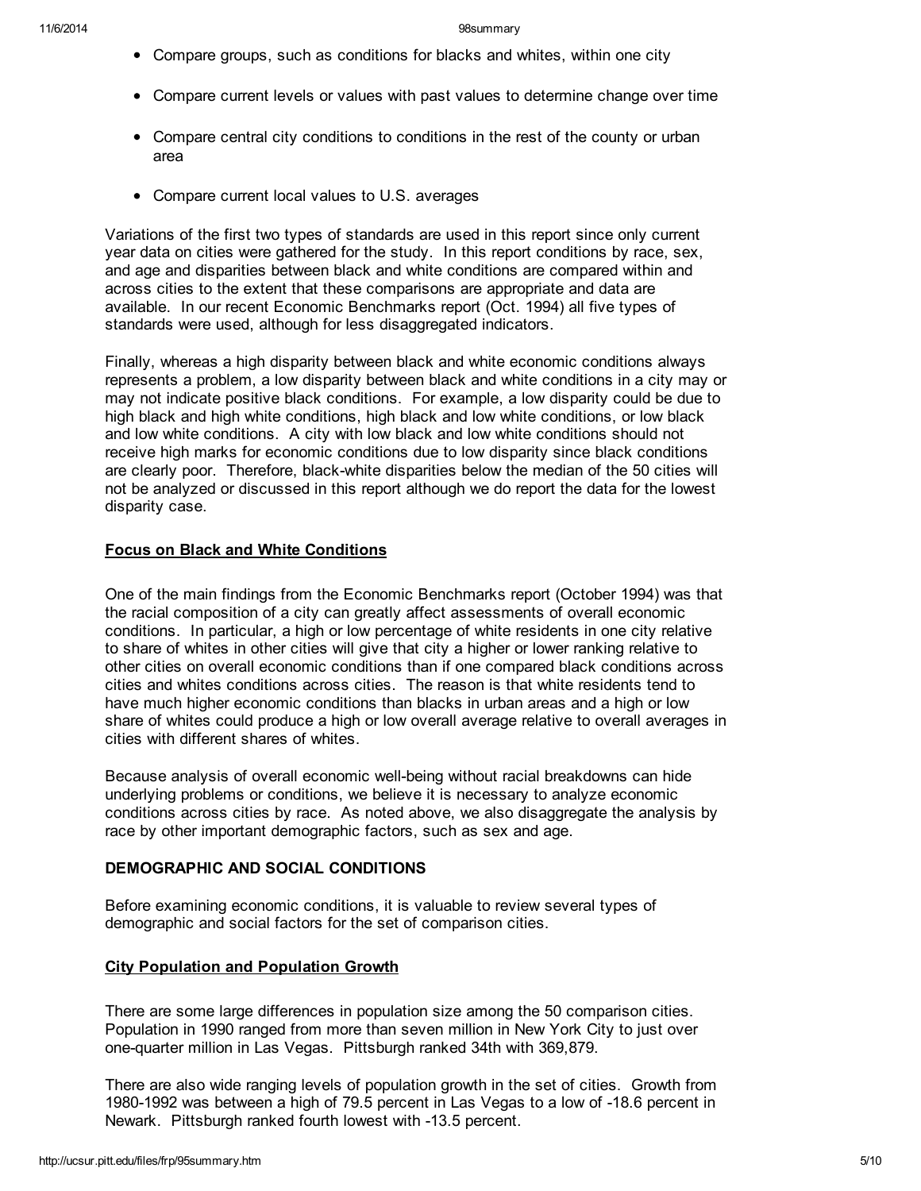- Compare groups, such as conditions for blacks and whites, within one city
- Compare current levels or values with past values to determine change over time
- Compare central city conditions to conditions in the rest of the county or urban area
- Compare current local values to U.S. averages

Variations of the first two types of standards are used in this report since only current year data on cities were gathered for the study. In this report conditions by race, sex, and age and disparities between black and white conditions are compared within and across cities to the extent that these comparisons are appropriate and data are available. In our recent Economic Benchmarks report (Oct. 1994) all five types of standards were used, although for less disaggregated indicators.

Finally, whereas a high disparity between black and white economic conditions always represents a problem, a low disparity between black and white conditions in a city may or may not indicate positive black conditions. For example, a low disparity could be due to high black and high white conditions, high black and low white conditions, or low black and low white conditions. A city with low black and low white conditions should not receive high marks for economic conditions due to low disparity since black conditions are clearly poor. Therefore, black-white disparities below the median of the 50 cities will not be analyzed or discussed in this report although we do report the data for the lowest disparity case.

### Focus on Black and White Conditions

One of the main findings from the Economic Benchmarks report (October 1994) was that the racial composition of a city can greatly affect assessments of overall economic conditions. In particular, a high or low percentage of white residents in one city relative to share of whites in other cities will give that city a higher or lower ranking relative to other cities on overall economic conditions than if one compared black conditions across cities and whites conditions across cities. The reason is that white residents tend to have much higher economic conditions than blacks in urban areas and a high or low share of whites could produce a high or low overall average relative to overall averages in cities with different shares of whites.

Because analysis of overall economic well-being without racial breakdowns can hide underlying problems or conditions, we believe it is necessary to analyze economic conditions across cities by race. As noted above, we also disaggregate the analysis by race by other important demographic factors, such as sex and age.

## DEMOGRAPHIC AND SOCIAL CONDITIONS

Before examining economic conditions, it is valuable to review several types of demographic and social factors for the set of comparison cities.

### City Population and Population Growth

There are some large differences in population size among the 50 comparison cities. Population in 1990 ranged from more than seven million in New York City to just over one-quarter million in Las Vegas. Pittsburgh ranked 34th with 369,879.

There are also wide ranging levels of population growth in the set of cities. Growth from 1980-1992 was between a high of 79.5 percent in Las Vegas to a low of -18.6 percent in Newark. Pittsburgh ranked fourth lowest with -13.5 percent.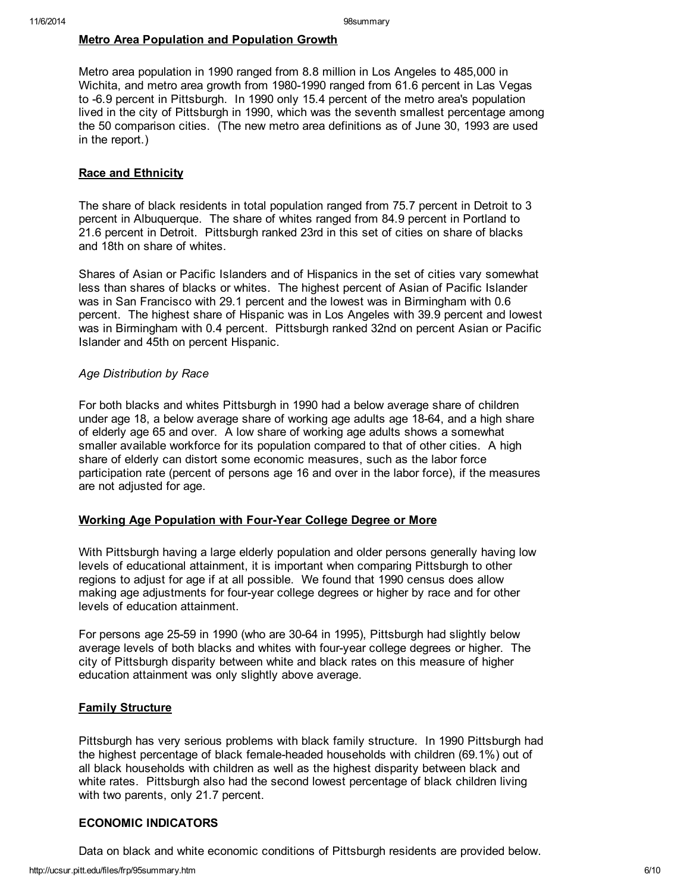## Metro Area Population and Population Growth

Metro area population in 1990 ranged from 8.8 million in Los Angeles to 485,000 in Wichita, and metro area growth from 1980-1990 ranged from 61.6 percent in Las Vegas to -6.9 percent in Pittsburgh. In 1990 only 15.4 percent of the metro area's population lived in the city of Pittsburgh in 1990, which was the seventh smallest percentage among the 50 comparison cities. (The new metro area definitions as of June 30, 1993 are used in the report.)

## Race and Ethnicity

The share of black residents in total population ranged from 75.7 percent in Detroit to 3 percent in Albuquerque. The share of whites ranged from 84.9 percent in Portland to 21.6 percent in Detroit. Pittsburgh ranked 23rd in this set of cities on share of blacks and 18th on share of whites.

Shares of Asian or Pacific Islanders and of Hispanics in the set of cities vary somewhat less than shares of blacks or whites. The highest percent of Asian of Pacific Islander was in San Francisco with 29.1 percent and the lowest was in Birmingham with 0.6 percent. The highest share of Hispanic was in Los Angeles with 39.9 percent and lowest was in Birmingham with 0.4 percent. Pittsburgh ranked 32nd on percent Asian or Pacific Islander and 45th on percent Hispanic.

### *Age Distribution by Race*

For both blacks and whites Pittsburgh in 1990 had a below average share of children under age 18, a below average share of working age adults age 18-64, and a high share of elderly age 65 and over. A low share of working age adults shows a somewhat smaller available workforce for its population compared to that of other cities. A high share of elderly can distort some economic measures, such as the labor force participation rate (percent of persons age 16 and over in the labor force), if the measures are not adjusted for age.

## Working Age Population with Four-Year College Degree or More

With Pittsburgh having a large elderly population and older persons generally having low levels of educational attainment, it is important when comparing Pittsburgh to other regions to adjust for age if at all possible. We found that 1990 census does allow making age adjustments for four-year college degrees or higher by race and for other levels of education attainment.

For persons age 25-59 in 1990 (who are 30-64 in 1995), Pittsburgh had slightly below average levels of both blacks and whites with four-year college degrees or higher. The city of Pittsburgh disparity between white and black rates on this measure of higher education attainment was only slightly above average.

## Family Structure

Pittsburgh has very serious problems with black family structure. In 1990 Pittsburgh had the highest percentage of black female-headed households with children (69.1%) out of all black households with children as well as the highest disparity between black and white rates. Pittsburgh also had the second lowest percentage of black children living with two parents, only 21.7 percent.

## ECONOMIC INDICATORS

Data on black and white economic conditions of Pittsburgh residents are provided below.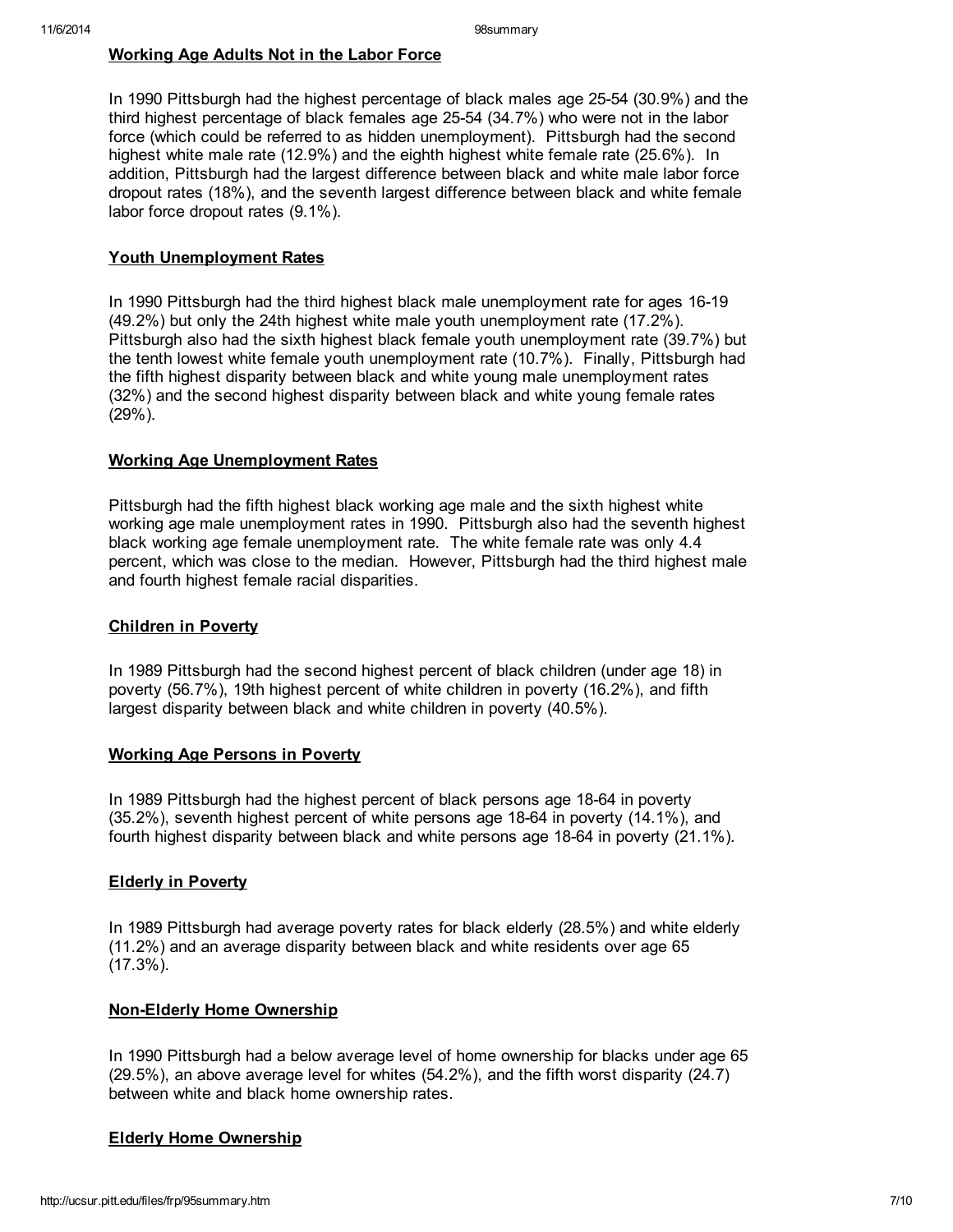## Working Age Adults Not in the Labor Force

In 1990 Pittsburgh had the highest percentage of black males age 25-54 (30.9%) and the third highest percentage of black females age 25-54 (34.7%) who were not in the labor force (which could be referred to as hidden unemployment). Pittsburgh had the second highest white male rate (12.9%) and the eighth highest white female rate (25.6%). In addition, Pittsburgh had the largest difference between black and white male labor force dropout rates (18%), and the seventh largest difference between black and white female labor force dropout rates (9.1%).

## Youth Unemployment Rates

In 1990 Pittsburgh had the third highest black male unemployment rate for ages 16-19 (49.2%) but only the 24th highest white male youth unemployment rate (17.2%). Pittsburgh also had the sixth highest black female youth unemployment rate (39.7%) but the tenth lowest white female youth unemployment rate (10.7%). Finally, Pittsburgh had the fifth highest disparity between black and white young male unemployment rates (32%) and the second highest disparity between black and white young female rates (29%).

## Working Age Unemployment Rates

Pittsburgh had the fifth highest black working age male and the sixth highest white working age male unemployment rates in 1990. Pittsburgh also had the seventh highest black working age female unemployment rate. The white female rate was only 4.4 percent, which was close to the median. However, Pittsburgh had the third highest male and fourth highest female racial disparities.

## Children in Poverty

In 1989 Pittsburgh had the second highest percent of black children (under age 18) in poverty (56.7%), 19th highest percent of white children in poverty (16.2%), and fifth largest disparity between black and white children in poverty (40.5%).

## Working Age Persons in Poverty

In 1989 Pittsburgh had the highest percent of black persons age 18-64 in poverty (35.2%), seventh highest percent of white persons age 18-64 in poverty (14.1%), and fourth highest disparity between black and white persons age 18-64 in poverty (21.1%).

## Elderly in Poverty

In 1989 Pittsburgh had average poverty rates for black elderly (28.5%) and white elderly (11.2%) and an average disparity between black and white residents over age 65 (17.3%).

## Non-Elderly Home Ownership

In 1990 Pittsburgh had a below average level of home ownership for blacks under age 65 (29.5%), an above average level for whites (54.2%), and the fifth worst disparity (24.7) between white and black home ownership rates.

## Elderly Home Ownership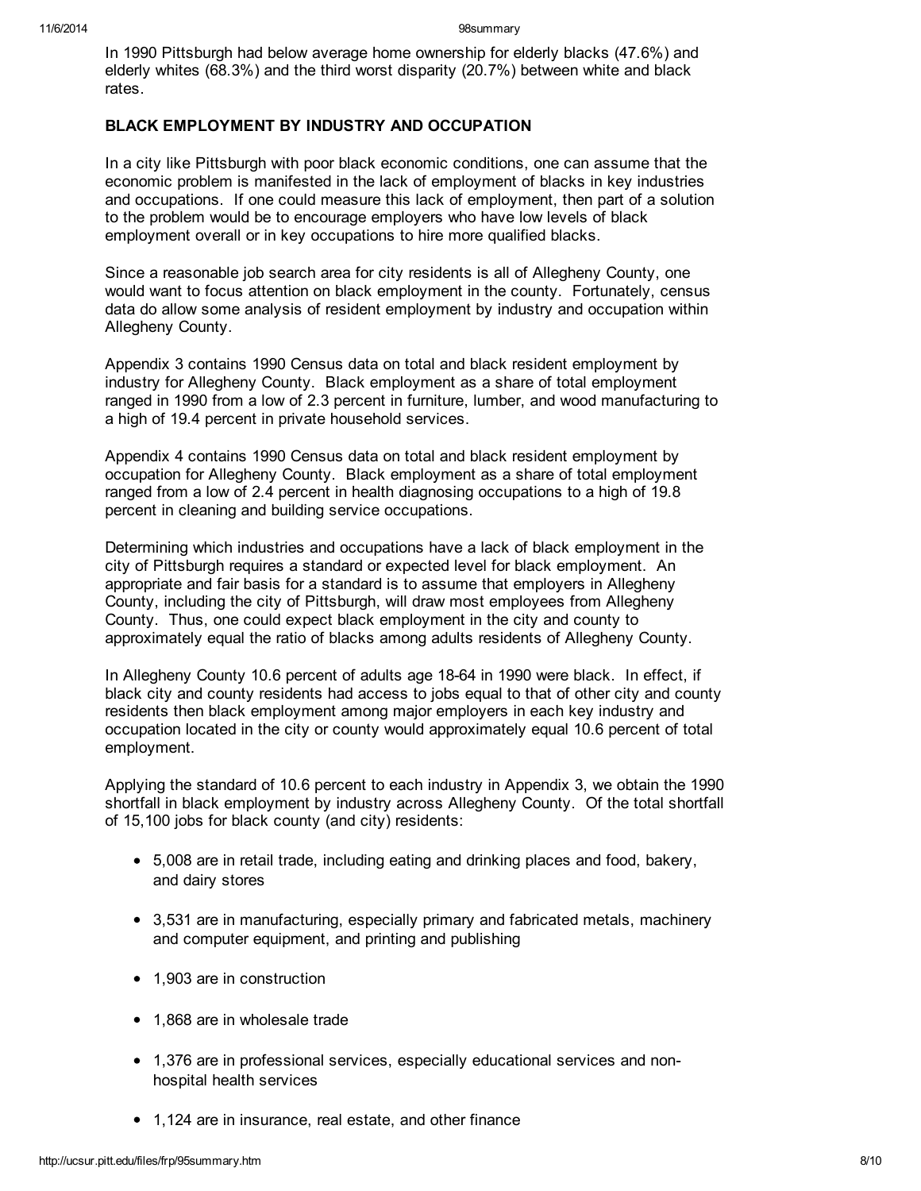In 1990 Pittsburgh had below average home ownership for elderly blacks (47.6%) and elderly whites (68.3%) and the third worst disparity (20.7%) between white and black rates.

**BLACK EMPLOYMENT BY INDUSTRY AND OCCUPATION**

In a city like Pittsburgh with poor black economic conditions, one can assume that the economic problem is manifested in the lack of employment of blacks in key industries and occupations. If one could measure this lack of employment, then part of a solution to the problem would be to encourage employers who have low levels of black employment overall or in key occupations to hire more qualified blacks.

Since a reasonable job search area for city residents is all of Allegheny County, one would want to focus attention on black employment in the county. Fortunately, census data do allow some analysis of resident employment by industry and occupation within Allegheny County.

Appendix 3 contains 1990 Census data on total and black resident employment by industry for Allegheny County. Black employment as a share of total employment ranged in 1990 from a low of 2.3 percent in furniture, lumber, and wood manufacturing to a high of 19.4 percent in private household services.

Appendix 4 contains 1990 Census data on total and black resident employment by occupation for Allegheny County. Black employment as a share of total employment ranged from a low of 2.4 percent in health diagnosing occupations to a high of 19.8 percent in cleaning and building service occupations.

Determining which industries and occupations have a lack of black employment in the city of Pittsburgh requires a standard or expected level for black employment. An appropriate and fair basis for a standard is to assume that employers in Allegheny County, including the city of Pittsburgh, will draw most employees from Allegheny County. Thus, one could expect black employment in the city and county to approximately equal the ratio of blacks among adults residents of Allegheny County.

In Allegheny County 10.6 percent of adults age 18-64 in 1990 were black. In effect, if black city and county residents had access to jobs equal to that of other city and county residents then black employment among major employers in each key industry and occupation located in the city or county would approximately equal 10.6 percent of total employment.

Applying the standard of 10.6 percent to each industry in Appendix 3, we obtain the 1990 shortfall in black employment by industry across Allegheny County. Of the total shortfall of 15,100 jobs for black county (and city) residents:

- 5,008 are in retail trade, including eating and drinking places and food, bakery, and dairy stores
- 3,531 are in manufacturing, especially primary and fabricated metals, machinery and computer equipment, and printing and publishing
- 1,903 are in construction
- 1,868 are in wholesale trade
- 1,376 are in professional services, especially educational services and non-hospital health services
- 1,124 are in insurance, real estate, and other finance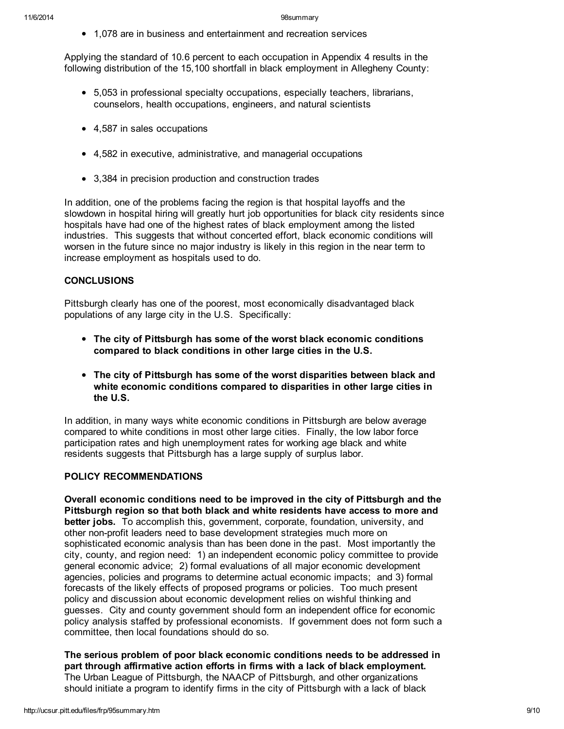- 1,078 are in business and entertainment and recreation services

Applying the standard of 10.6 percent to each occupation in Appendix 4 results in the following distribution of the 15,100 shortfall in black employment in Allegheny County:

- 5,053 in professional specialty occupations, especially teachers, librarians, counselors, health occupations, engineers, and natural scientists
- 4,587 in sales occupations
- 4,582 in executive, administrative, and managerial occupations
- 3,384 in precision production and construction trades

In addition, one of the problems facing the region is that hospital layoffs and the slowdown in hospital hiring will greatly hurt job opportunities for black city residents since hospitals have had one of the highest rates of black employment among the listed industries. This suggests that without concerted effort, black economic conditions will worsen in the future since no major industry is likely in this region in the near term to increase employment as hospitals used to do.

## CONCLUSIONS

Pittsburgh clearly has one of the poorest, most economically disadvantaged black populations of any large city in the U.S. Specifically:

- **The city of Pittsburgh has some of the worst black economic conditions compared to black conditions in other large cities in the U.S.**
- **The city of Pittsburgh has some of the worst disparities between black and white economic conditions compared to disparities in other large cities in the U.S.**

In addition, in many ways white economic conditions in Pittsburgh are below average compared to white conditions in most other large cities. Finally, the low labor force participation rates and high unemployment rates for working age black and white residents suggests that Pittsburgh has a large supply of surplus labor.

## POLICY RECOMMENDATIONS

**Overall economic conditions need to be improved in the city of Pittsburgh and the Pittsburgh region so that both black and white residents have access to more and better jobs.** To accomplish this, government, corporate, foundation, university, and other non-profit leaders need to base development strategies much more on sophisticated economic analysis than has been done in the past. Most importantly the city, county, and region need: 1) an independent economic policy committee to provide general economic advice; 2) formal evaluations of all major economic development agencies, policies and programs to determine actual economic impacts; and 3) formal forecasts of the likely effects of proposed programs or policies. Too much present policy and discussion about economic development relies on wishful thinking and guesses. City and county government should form an independent office for economic policy analysis staffed by professional economists. If government does not form such a committee, then local foundations should do so.

**The serious problem of poor black economic conditions needs to be addressed in part through affirmative action efforts in firms with a lack of black employment.** The Urban League of Pittsburgh, the NAACP of Pittsburgh, and other organizations should initiate a program to identify firms in the city of Pittsburgh with a lack of black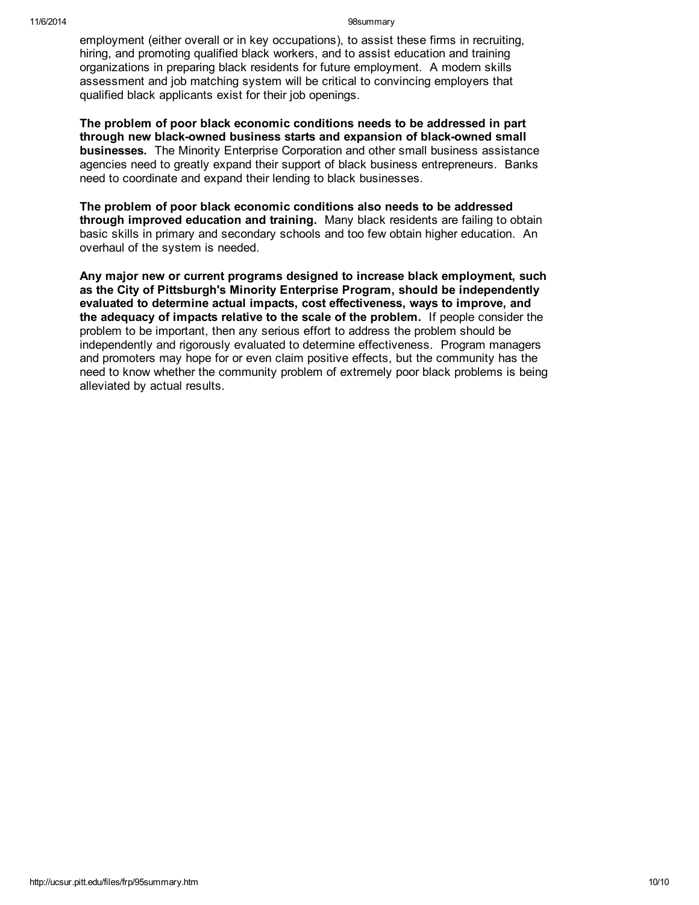employment (either overall or in key occupations), to assist these firms in recruiting, hiring, and promoting qualified black workers, and to assist education and training organizations in preparing black residents for future employment. A modern skills assessment and job matching system will be critical to convincing employers that qualified black applicants exist for their job openings.

**The problem of poor black economic conditions needs to be addressed in part through new black-owned business starts and expansion of black-owned small businesses.** The Minority Enterprise Corporation and other small business assistance agencies need to greatly expand their support of black business entrepreneurs. Banks need to coordinate and expand their lending to black businesses.

**The problem of poor black economic conditions also needs to be addressed through improved education and training.** Many black residents are failing to obtain basic skills in primary and secondary schools and too few obtain higher education. An overhaul of the system is needed.

**Any major new or current programs designed to increase black employment, such as the City of Pittsburgh's Minority Enterprise Program, should be independently evaluated to determine actual impacts, cost effectiveness, ways to improve, and the adequacy of impacts relative to the scale of the problem.** If people consider the problem to be important, then any serious effort to address the problem should be independently and rigorously evaluated to determine effectiveness. Program managers and promoters may hope for or even claim positive effects, but the community has the need to know whether the community problem of extremely poor black problems is being alleviated by actual results.